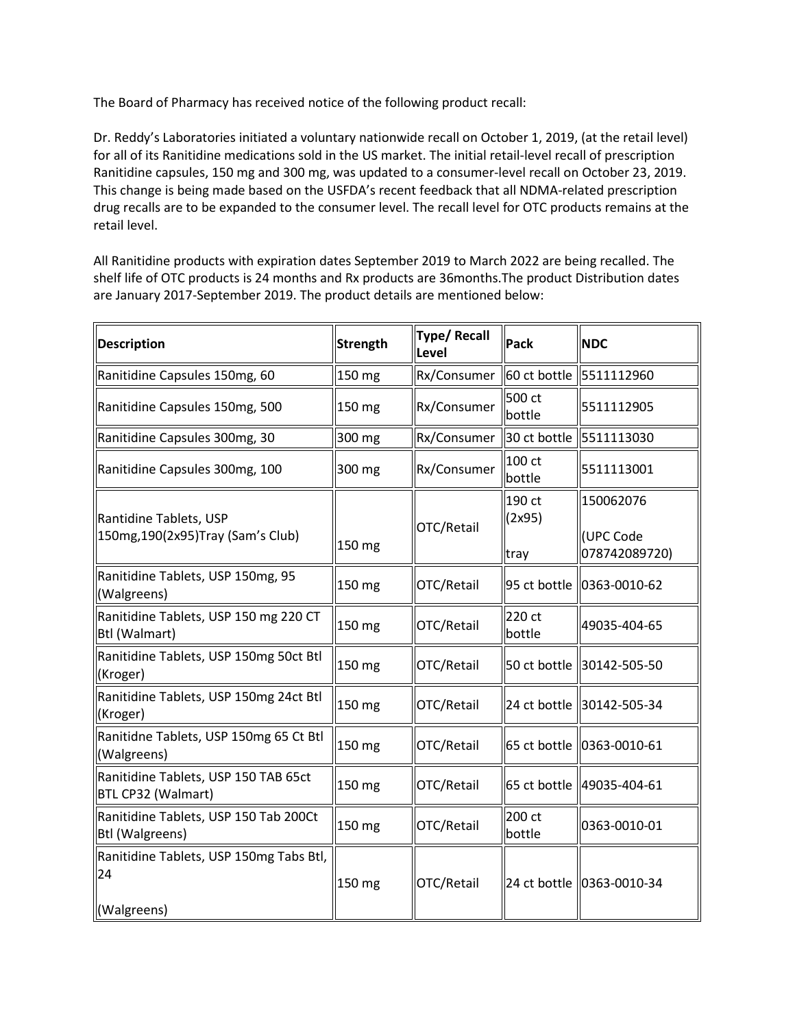The Board of Pharmacy has received notice of the following product recall:

Dr. Reddy's Laboratories initiated a voluntary nationwide recall on October 1, 2019, (at the retail level) for all of its Ranitidine medications sold in the US market. The initial retail-level recall of prescription Ranitidine capsules, 150 mg and 300 mg, was updated to a consumer-level recall on October 23, 2019. This change is being made based on the USFDA's recent feedback that all NDMA-related prescription drug recalls are to be expanded to the consumer level. The recall level for OTC products remains at the retail level.

All Ranitidine products with expiration dates September 2019 to March 2022 are being recalled. The shelf life of OTC products is 24 months and Rx products are 36months.The product Distribution dates are January 2017-September 2019. The product details are mentioned below:

| Description | Strength | Type/ Recall Level | Pack | NDC |
|---|---|---|---|---|
| Ranitidine Capsules 150mg, 60 | 150 mg | Rx/Consumer | 60 ct bottle | 5511112960 |
| Ranitidine Capsules 150mg, 500 | 150 mg | Rx/Consumer | 500 ct bottle | 5511112905 |
| Ranitidine Capsules 300mg, 30 | 300 mg | Rx/Consumer | 30 ct bottle | 5511113030 |
| Ranitidine Capsules 300mg, 100 | 300 mg | Rx/Consumer | 100 ct bottle | 5511113001 |
| Rantidine Tablets, USP 150mg,190(2x95)Tray (Sam's Club) | 150 mg | OTC/Retail | 190 ct (2x95) tray | 150062076 (UPC Code 078742089720) |
| Ranitidine Tablets, USP 150mg, 95 (Walgreens) | 150 mg | OTC/Retail | 95 ct bottle | 0363-0010-62 |
| Ranitidine Tablets, USP 150 mg 220 CT Btl (Walmart) | 150 mg | OTC/Retail | 220 ct bottle | 49035-404-65 |
| Ranitidine Tablets, USP 150mg 50ct Btl (Kroger) | 150 mg | OTC/Retail | 50 ct bottle | 30142-505-50 |
| Ranitidine Tablets, USP 150mg 24ct Btl (Kroger) | 150 mg | OTC/Retail | 24 ct bottle | 30142-505-34 |
| Ranitidne Tablets, USP 150mg 65 Ct Btl (Walgreens) | 150 mg | OTC/Retail | 65 ct bottle | 0363-0010-61 |
| Ranitidine Tablets, USP 150 TAB 65ct BTL CP32 (Walmart) | 150 mg | OTC/Retail | 65 ct bottle | 49035-404-61 |
| Ranitidine Tablets, USP 150 Tab 200Ct Btl (Walgreens) | 150 mg | OTC/Retail | 200 ct bottle | 0363-0010-01 |
| Ranitidine Tablets, USP 150mg Tabs Btl, 24 (Walgreens) | 150 mg | OTC/Retail | 24 ct bottle | 0363-0010-34 |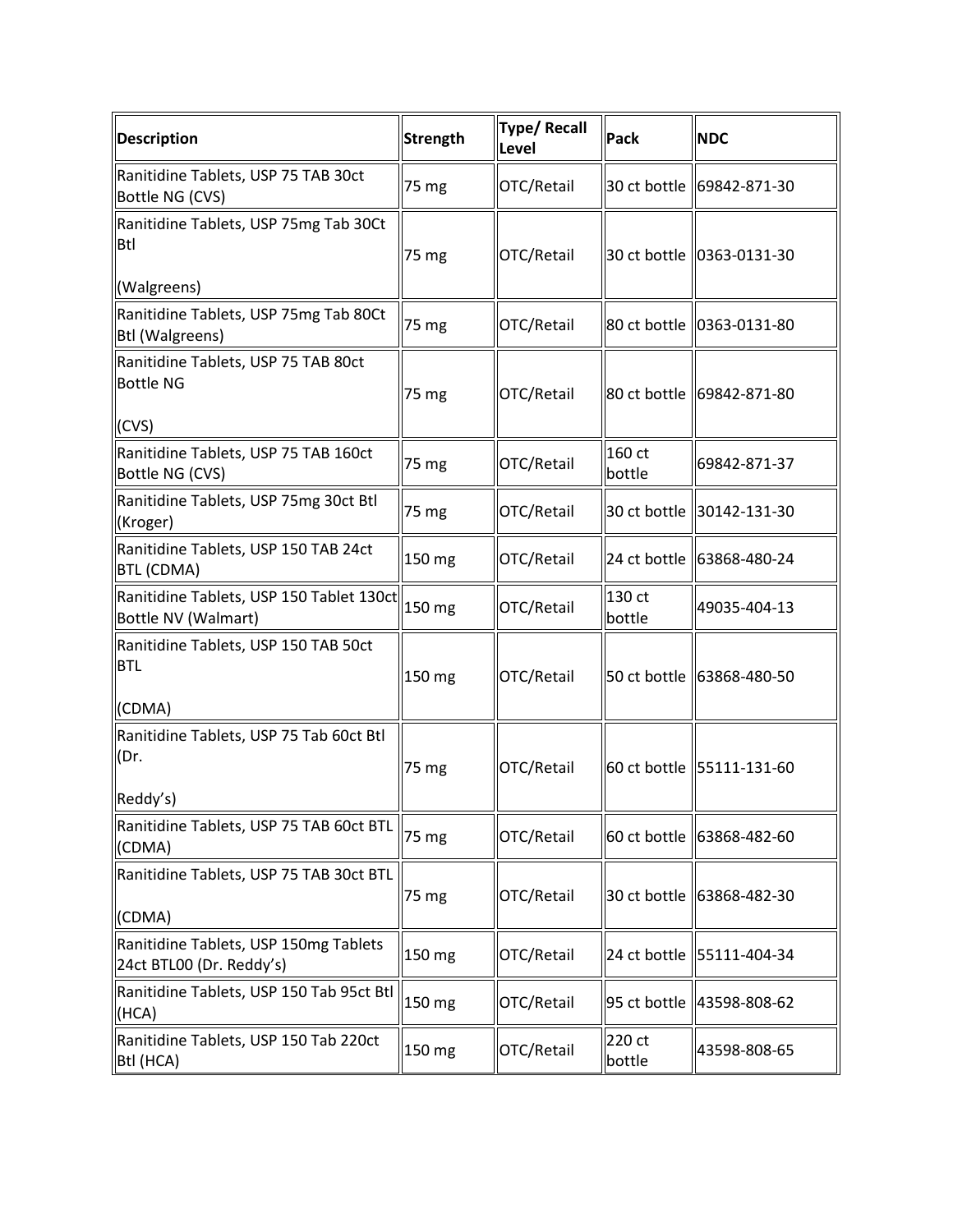| Description | Strength | Type/ Recall Level | Pack | NDC |
|---|---|---|---|---|
| Ranitidine Tablets, USP 75 TAB 30ct Bottle NG (CVS) | 75 mg | OTC/Retail | 30 ct bottle | 69842-871-30 |
| Ranitidine Tablets, USP 75mg Tab 30Ct Btl (Walgreens) | 75 mg | OTC/Retail | 30 ct bottle | 0363-0131-30 |
| Ranitidine Tablets, USP 75mg Tab 80Ct Btl (Walgreens) | 75 mg | OTC/Retail | 80 ct bottle | 0363-0131-80 |
| Ranitidine Tablets, USP 75 TAB 80ct Bottle NG (CVS) | 75 mg | OTC/Retail | 80 ct bottle | 69842-871-80 |
| Ranitidine Tablets, USP 75 TAB 160ct Bottle NG (CVS) | 75 mg | OTC/Retail | 160 ct bottle | 69842-871-37 |
| Ranitidine Tablets, USP 75mg 30ct Btl (Kroger) | 75 mg | OTC/Retail | 30 ct bottle | 30142-131-30 |
| Ranitidine Tablets, USP 150 TAB 24ct BTL (CDMA) | 150 mg | OTC/Retail | 24 ct bottle | 63868-480-24 |
| Ranitidine Tablets, USP 150 Tablet 130ct Bottle NV (Walmart) | 150 mg | OTC/Retail | 130 ct bottle | 49035-404-13 |
| Ranitidine Tablets, USP 150 TAB 50ct BTL (CDMA) | 150 mg | OTC/Retail | 50 ct bottle | 63868-480-50 |
| Ranitidine Tablets, USP 75 Tab 60ct Btl (Dr. Reddy's) | 75 mg | OTC/Retail | 60 ct bottle | 55111-131-60 |
| Ranitidine Tablets, USP 75 TAB 60ct BTL (CDMA) | 75 mg | OTC/Retail | 60 ct bottle | 63868-482-60 |
| Ranitidine Tablets, USP 75 TAB 30ct BTL (CDMA) | 75 mg | OTC/Retail | 30 ct bottle | 63868-482-30 |
| Ranitidine Tablets, USP 150mg Tablets 24ct BTL00 (Dr. Reddy's) | 150 mg | OTC/Retail | 24 ct bottle | 55111-404-34 |
| Ranitidine Tablets, USP 150 Tab 95ct Btl (HCA) | 150 mg | OTC/Retail | 95 ct bottle | 43598-808-62 |
| Ranitidine Tablets, USP 150 Tab 220ct Btl (HCA) | 150 mg | OTC/Retail | 220 ct bottle | 43598-808-65 |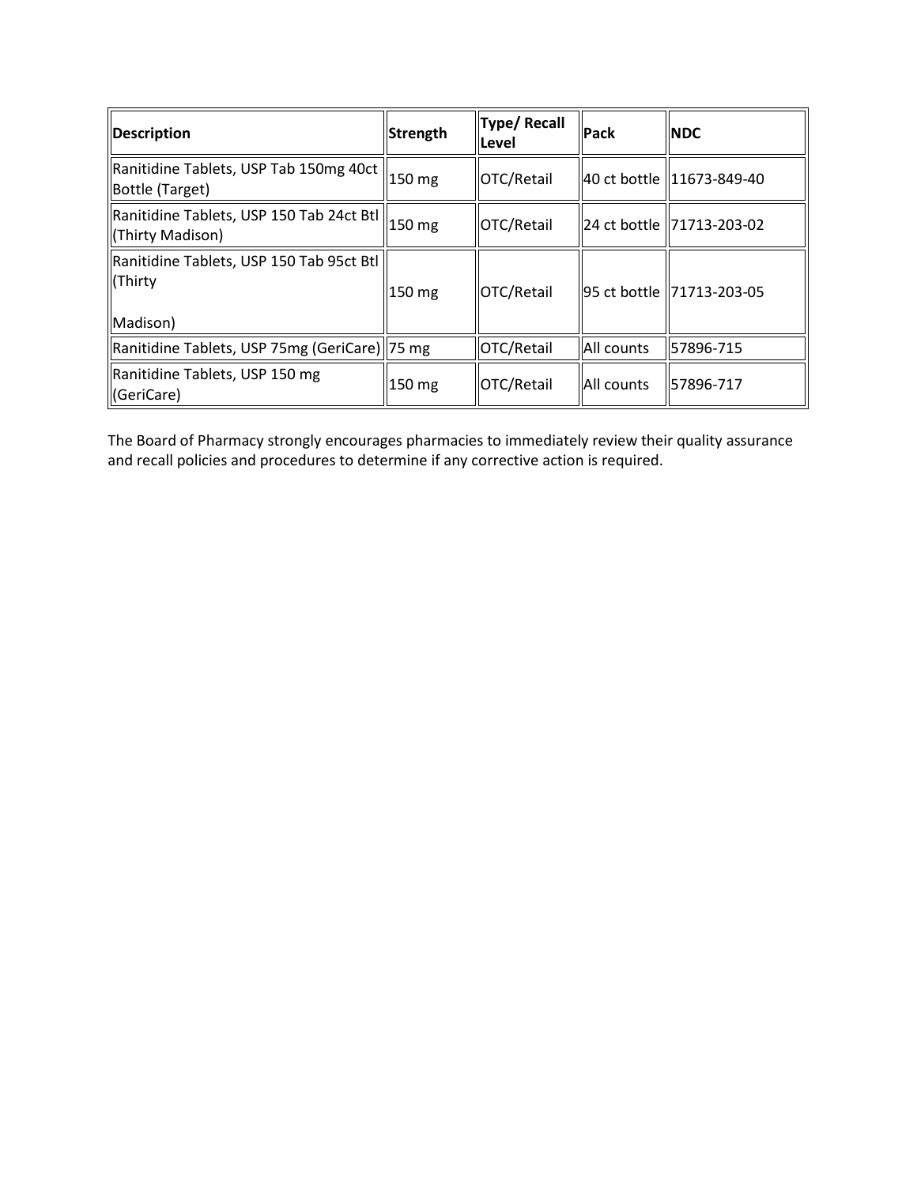| Description | Strength | Type/ Recall Level | Pack | NDC |
|---|---|---|---|---|
| Ranitidine Tablets, USP Tab 150mg 40ct Bottle (Target) | 150 mg | OTC/Retail | 40 ct bottle | 11673-849-40 |
| Ranitidine Tablets, USP 150 Tab 24ct Btl (Thirty Madison) | 150 mg | OTC/Retail | 24 ct bottle | 71713-203-02 |
| Ranitidine Tablets, USP 150 Tab 95ct Btl (Thirty Madison) | 150 mg | OTC/Retail | 95 ct bottle | 71713-203-05 |
| Ranitidine Tablets, USP 75mg (GeriCare) | 75 mg | OTC/Retail | All counts | 57896-715 |
| Ranitidine Tablets, USP 150 mg (GeriCare) | 150 mg | OTC/Retail | All counts | 57896-717 |

The Board of Pharmacy strongly encourages pharmacies to immediately review their quality assurance and recall policies and procedures to determine if any corrective action is required.